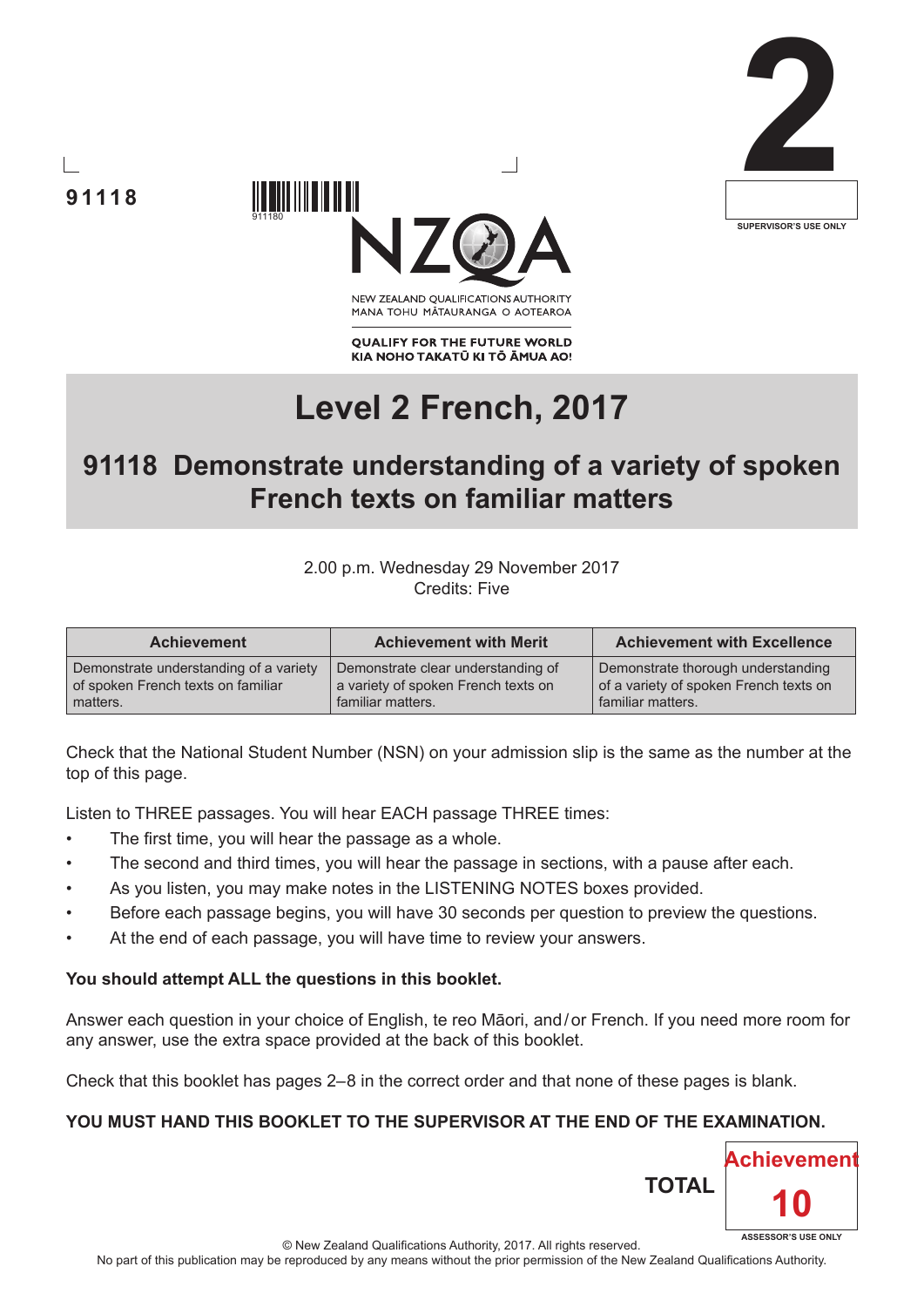91118

2

SUPERVISOR'S USE ONLY

NEW ZEALAND QUALIFICATIONS AUTHORITY
MANA TOHU MĀTAURANGA O AOTEAROA

QUALIFY FOR THE FUTURE WORLD
KIA NOHO TAKATŪ KI TŌ ĀMUA AO!

# Level 2 French, 2017

## 91118 Demonstrate understanding of a variety of spoken French texts on familiar matters

2.00 p.m. Wednesday 29 November 2017
Credits: Five

| Achievement | Achievement with Merit | Achievement with Excellence |
|---|---|---|
| Demonstrate understanding of a variety of spoken French texts on familiar matters. | Demonstrate clear understanding of a variety of spoken French texts on familiar matters. | Demonstrate thorough understanding of a variety of spoken French texts on familiar matters. |

Check that the National Student Number (NSN) on your admission slip is the same as the number at the top of this page.

Listen to THREE passages. You will hear EACH passage THREE times:

- The first time, you will hear the passage as a whole.
- The second and third times, you will hear the passage in sections, with a pause after each.
- As you listen, you may make notes in the LISTENING NOTES boxes provided.
- Before each passage begins, you will have 30 seconds per question to preview the questions.
- At the end of each passage, you will have time to review your answers.

**You should attempt ALL the questions in this booklet.**

Answer each question in your choice of English, te reo Māori, and/or French. If you need more room for any answer, use the extra space provided at the back of this booklet.

Check that this booklet has pages 2–8 in the correct order and that none of these pages is blank.

**YOU MUST HAND THIS BOOKLET TO THE SUPERVISOR AT THE END OF THE EXAMINATION.**

**TOTAL** Achievement 10

ASSESSOR'S USE ONLY

© New Zealand Qualifications Authority, 2017. All rights reserved.
No part of this publication may be reproduced by any means without the prior permission of the New Zealand Qualifications Authority.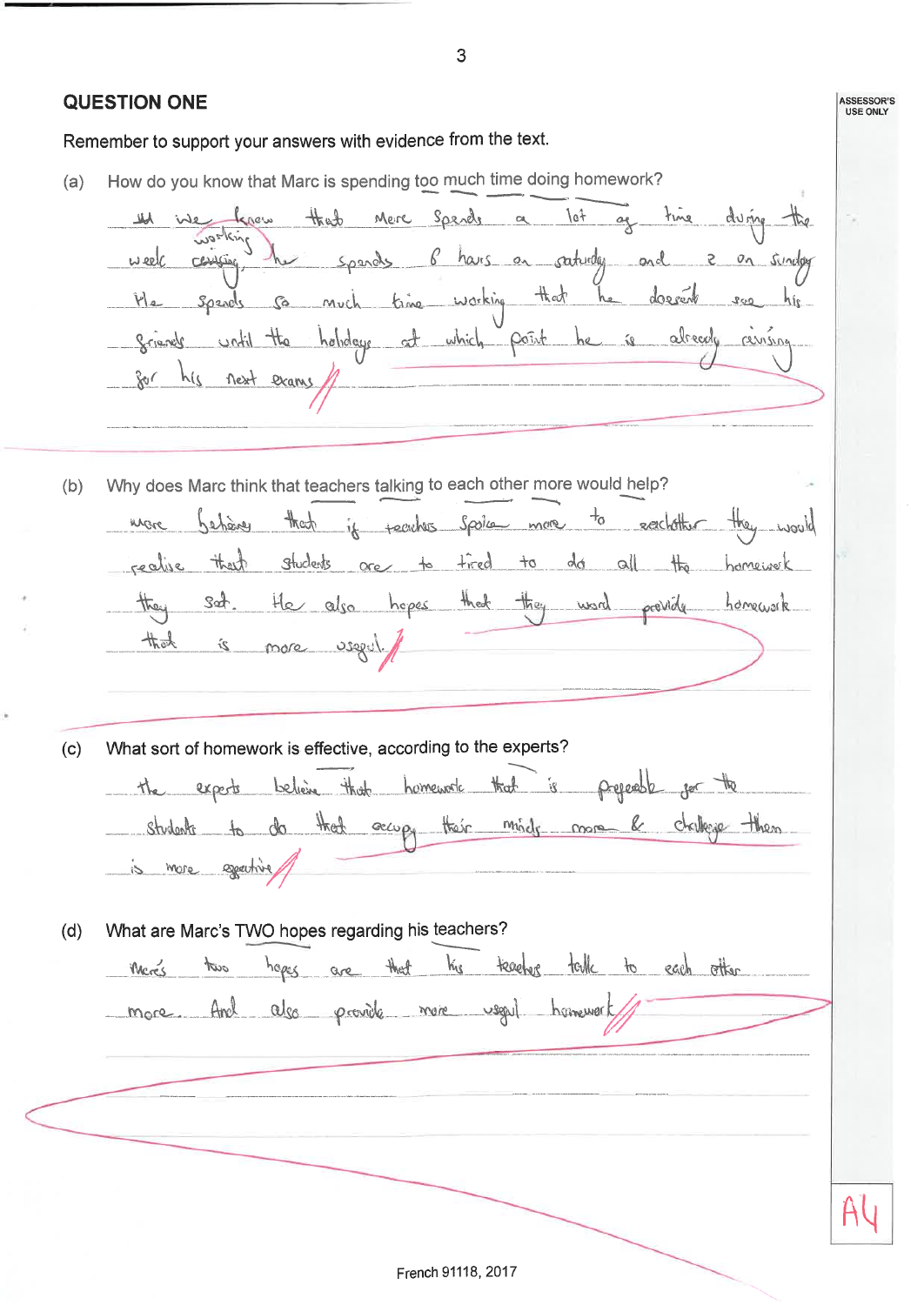## QUESTION ONE

Remember to support your answers with evidence from the text.

(a) How do you know that Marc is spending too much time doing homework?

We know that Marc spends a lot of time during the week working, he spends 6 hours on saturday and 2 on sunday. He spends so much time working that he doesn't see his friends until the holidays at which point he is already revising for his next exams.

(b) Why does Marc think that teachers talking to each other more would help?

Marc believes that if teachers spoke more to eachother they would realise that students are to tired to do all the homework they set. He also hopes that they would provide homework that is more useful.

(c) What sort of homework is effective, according to the experts?

The experts believe that homework that is enjoyable for the students to do that occupy their minds more & challenge them is more effective.

(d) What are Marc's TWO hopes regarding his teachers?

Marc's two hopes are that his teachers talk to each other more. And also provide more useful homework.

ASSESSOR'S USE ONLY

A4

French 91118, 2017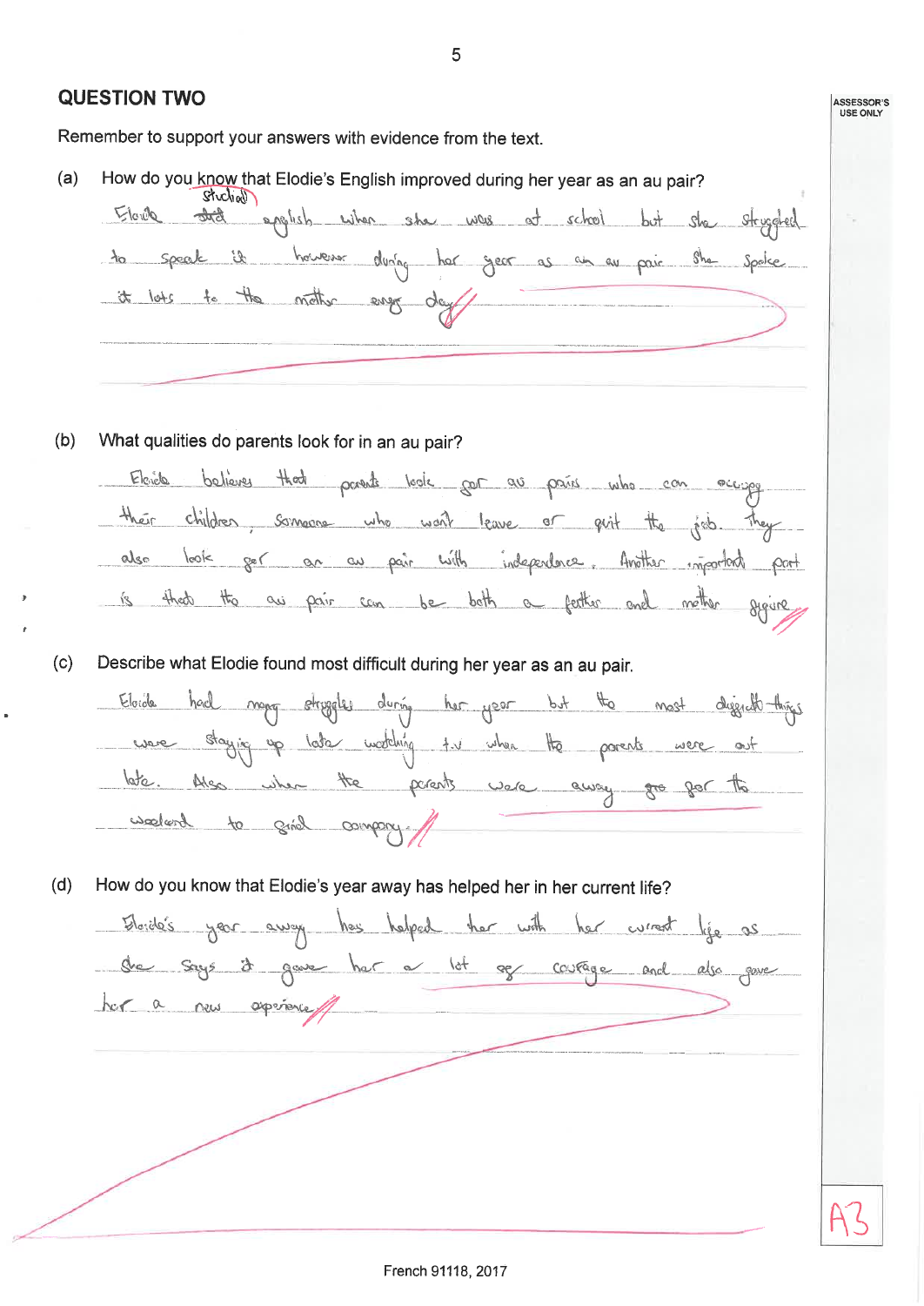## QUESTION TWO

ASSESSOR'S USE ONLY

Remember to support your answers with evidence from the text.

(a) How do you know that Elodie's English improved during her year as an au pair?

Elodie ~~stud~~ studied english when she was at school but she struggled to speak it however during her year as an au pair she spoke it lots to the mother every day

(b) What qualities do parents look for in an au pair?

Elodie believes that parents look for au pairs who can occupy their children, someone who won't leave or quit the job. They also look for an au pair with independence. Another important part is that the au pair can be both a father and mother figure

(c) Describe what Elodie found most difficult during her year as an au pair.

Elodie had many struggles during her year but the most difficult things were staying up late watching t.v when the parents were out late. Also when the parents were away ~~for~~ for the weekend to find company.

(d) How do you know that Elodie's year away has helped her in her current life?

Elodie's year away has helped her with her current life as she says it gave her a lot of courage and also gave her a new experience

A3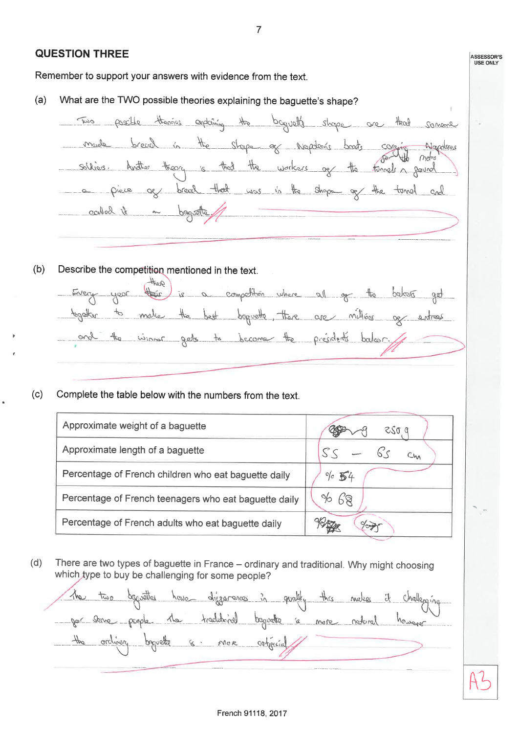## QUESTION THREE

Remember to support your answers with evidence from the text.

(a) What are the TWO possible theories explaining the baguette's shape?

Two possible theories explaining the baguette's shape are that someone made bread in the shape of Napoleon's boots carrying Napoleons soldiers. Another theory is that the workers of the metro tunnels found a piece of bread that was in the shape of the tunnel and called it a baguette.

(b) Describe the competition mentioned in the text.

Every year there is a competition where all of the bakers get together to make the best baguette, there are millions of entrees and the winner gets to become the president's baker.

(c) Complete the table below with the numbers from the text.

| | |
|---|---|
| Approximate weight of a baguette | 250 g |
| Approximate length of a baguette | 55 – 65 cm |
| Percentage of French children who eat baguette daily | % 54 |
| Percentage of French teenagers who eat baguette daily | % 68 |
| Percentage of French adults who eat baguette daily | %75 |

(d) There are two types of baguette in France – ordinary and traditional. Why might choosing which type to buy be challenging for some people?

The two baguettes have differences in quality this makes it challenging for some people. The traditional baguette is more natural however the ordinary baguette is more artificial

A3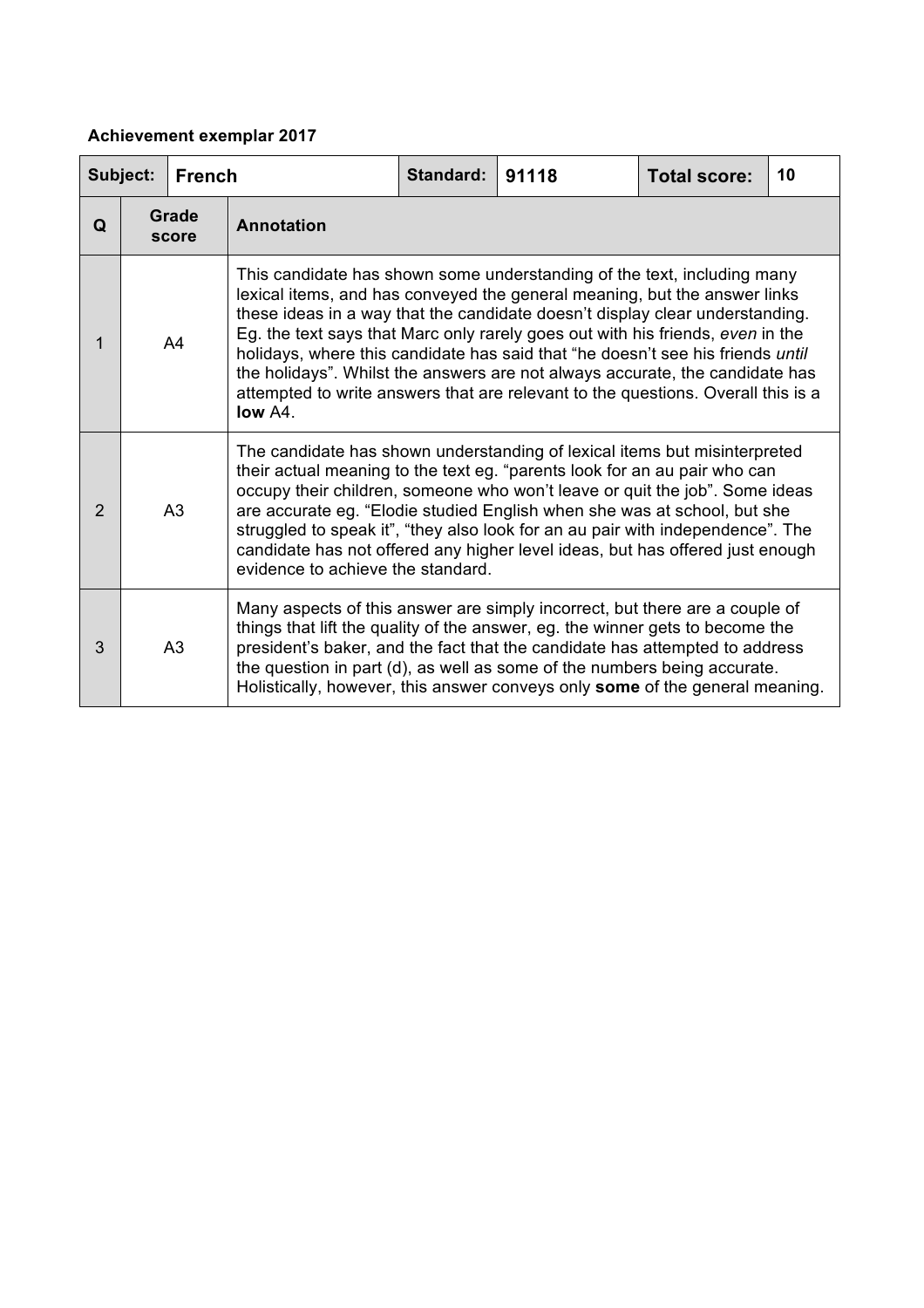**Achievement exemplar 2017**

| Subject: | French | Standard: | 91118 | Total score: | 10 |
|---|---|---|---|---|---|

| Q | Grade score | Annotation |
|---|---|---|
| 1 | A4 | This candidate has shown some understanding of the text, including many lexical items, and has conveyed the general meaning, but the answer links these ideas in a way that the candidate doesn't display clear understanding. Eg. the text says that Marc only rarely goes out with his friends, *even* in the holidays, where this candidate has said that "he doesn't see his friends *until* the holidays". Whilst the answers are not always accurate, the candidate has attempted to write answers that are relevant to the questions. Overall this is a **low** A4. |
| 2 | A3 | The candidate has shown understanding of lexical items but misinterpreted their actual meaning to the text eg. "parents look for an au pair who can occupy their children, someone who won't leave or quit the job". Some ideas are accurate eg. "Elodie studied English when she was at school, but she struggled to speak it", "they also look for an au pair with independence". The candidate has not offered any higher level ideas, but has offered just enough evidence to achieve the standard. |
| 3 | A3 | Many aspects of this answer are simply incorrect, but there are a couple of things that lift the quality of the answer, eg. the winner gets to become the president's baker, and the fact that the candidate has attempted to address the question in part (d), as well as some of the numbers being accurate. Holistically, however, this answer conveys only **some** of the general meaning. |